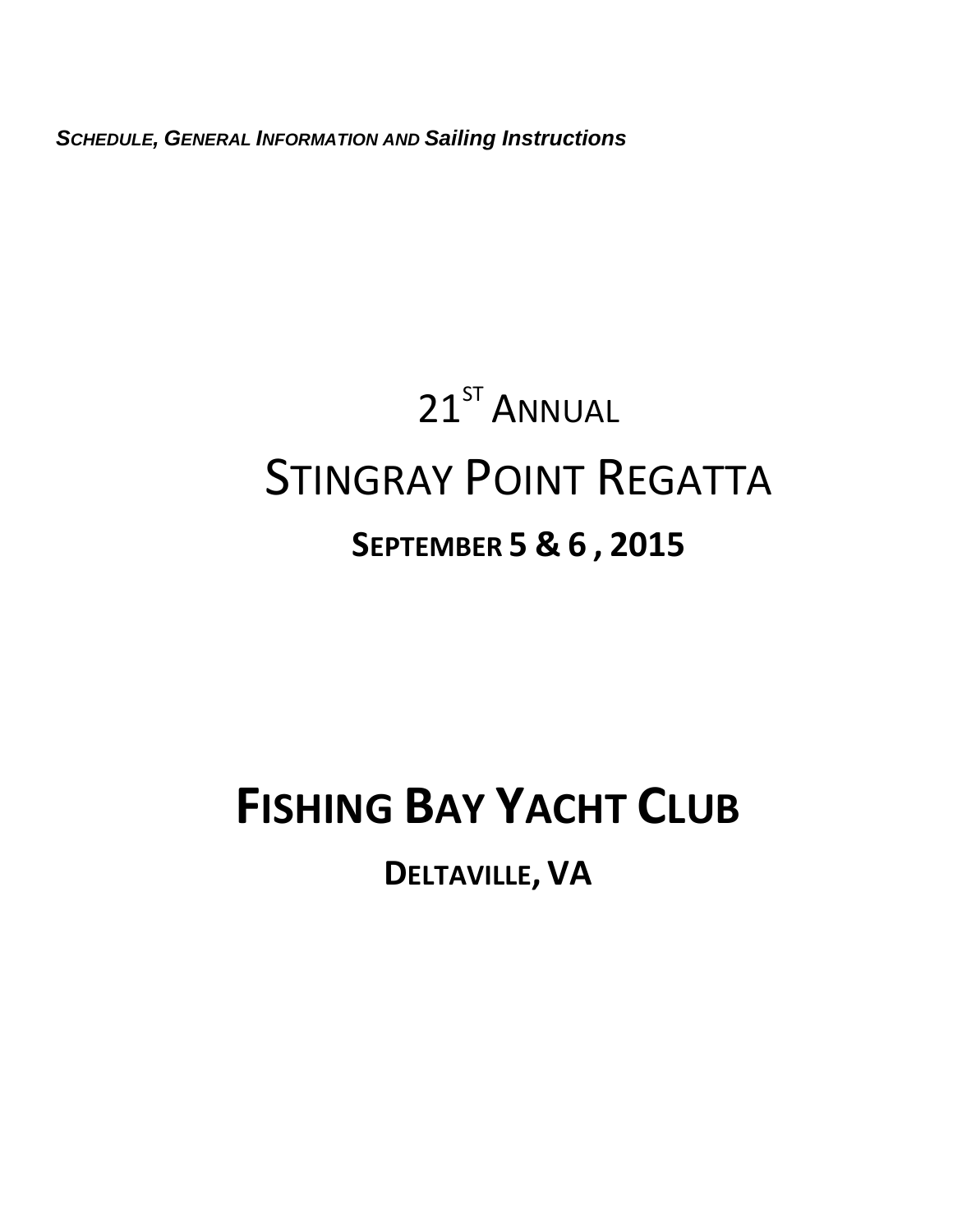***Schedule, General Information and Sailing Instructions***

# 21st Annual

# Stingray Point Regatta

## September 5 & 6 , 2015

# Fishing Bay Yacht Club

## Deltaville, VA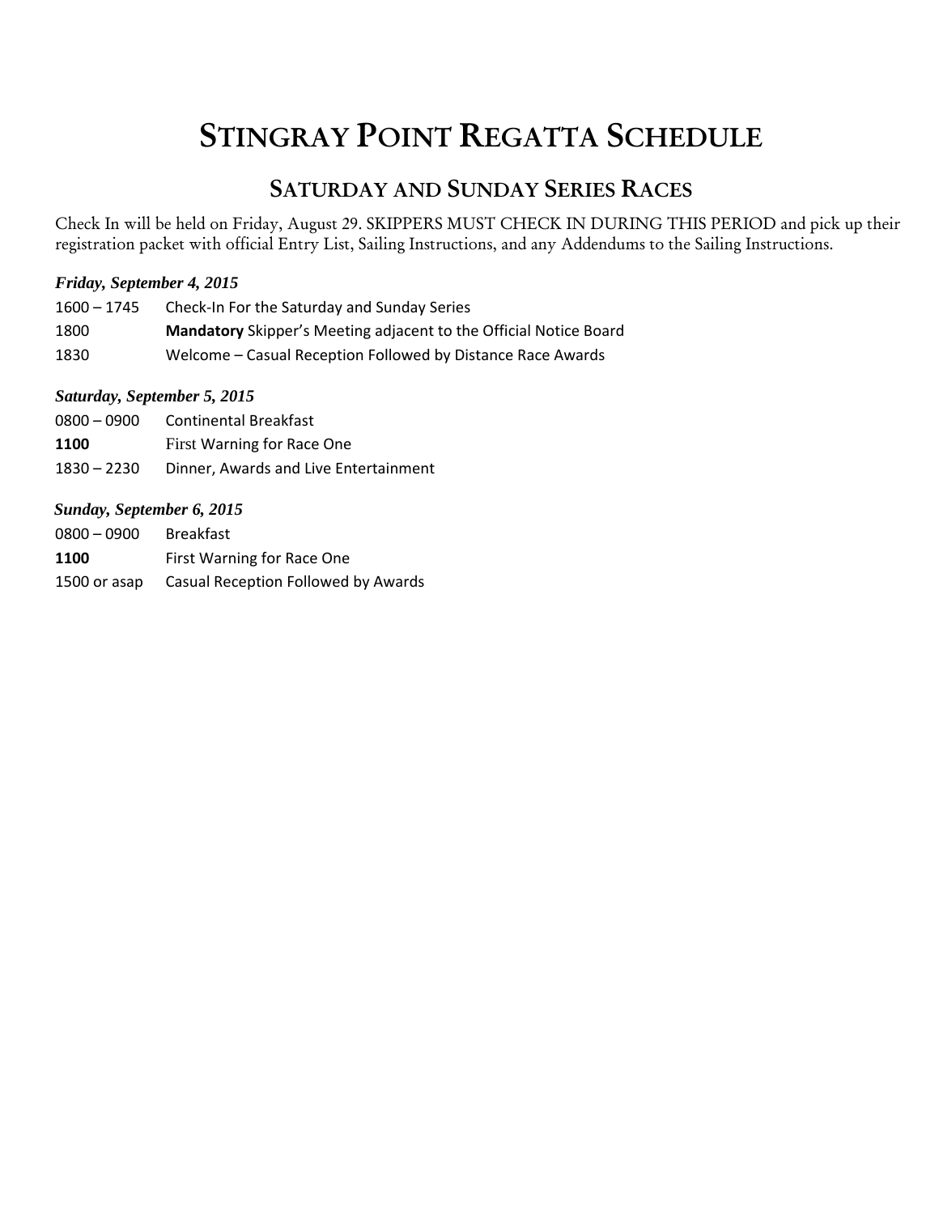# STINGRAY POINT REGATTA SCHEDULE

## SATURDAY AND SUNDAY SERIES RACES

Check In will be held on Friday, August 29. SKIPPERS MUST CHECK IN DURING THIS PERIOD and pick up their registration packet with official Entry List, Sailing Instructions, and any Addendums to the Sailing Instructions.

***Friday, September 4, 2015***

| | |
|---|---|
| 1600 – 1745 | Check-In For the Saturday and Sunday Series |
| 1800 | **Mandatory** Skipper's Meeting adjacent to the Official Notice Board |
| 1830 | Welcome – Casual Reception Followed by Distance Race Awards |

***Saturday, September 5, 2015***

| | |
|---|---|
| 0800 – 0900 | Continental Breakfast |
| **1100** | First Warning for Race One |
| 1830 – 2230 | Dinner, Awards and Live Entertainment |

***Sunday, September 6, 2015***

| | |
|---|---|
| 0800 – 0900 | Breakfast |
| **1100** | First Warning for Race One |
| 1500 or asap | Casual Reception Followed by Awards |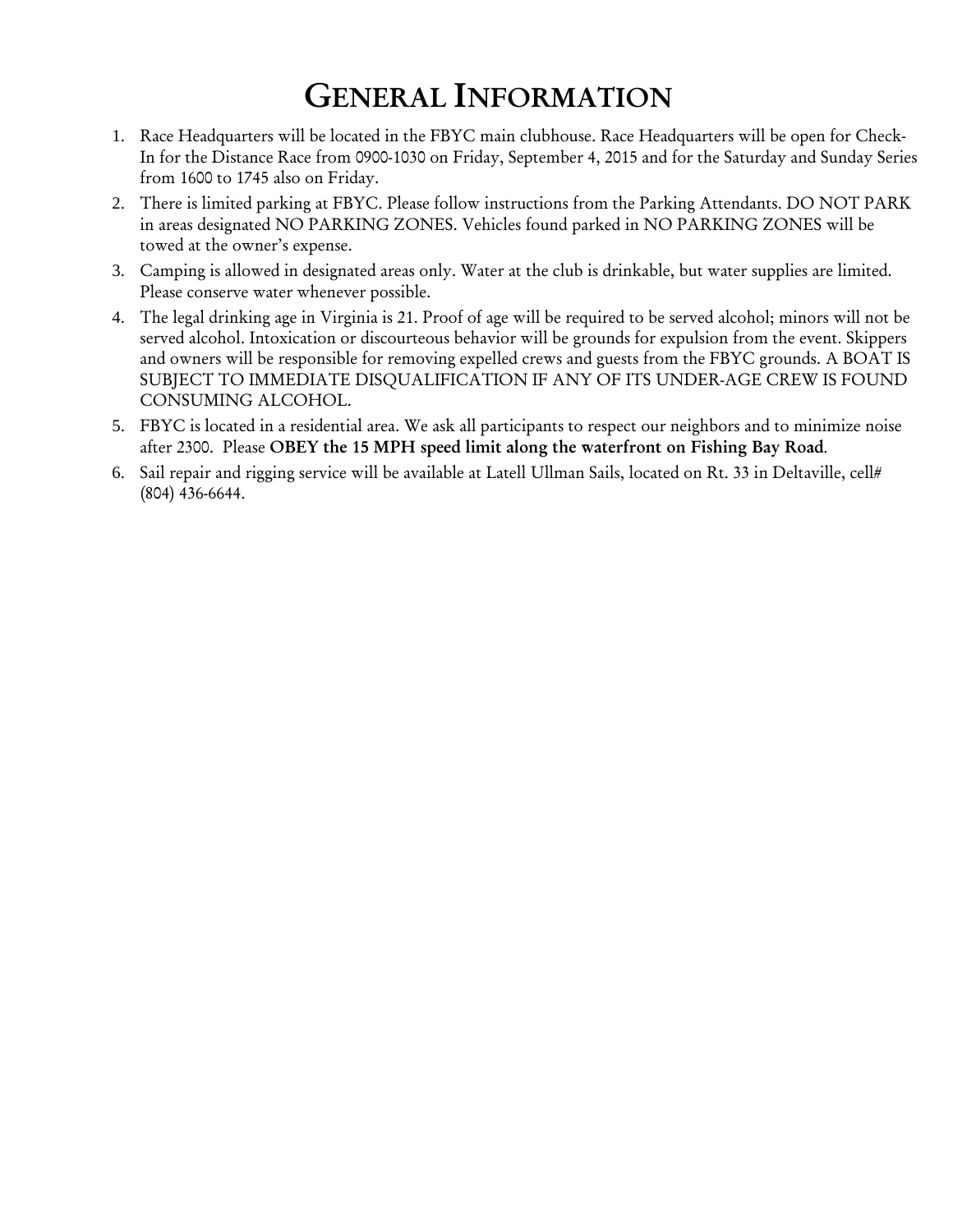# GENERAL INFORMATION

1. Race Headquarters will be located in the FBYC main clubhouse. Race Headquarters will be open for Check-In for the Distance Race from 0900-1030 on Friday, September 4, 2015 and for the Saturday and Sunday Series from 1600 to 1745 also on Friday.
2. There is limited parking at FBYC. Please follow instructions from the Parking Attendants. DO NOT PARK in areas designated NO PARKING ZONES. Vehicles found parked in NO PARKING ZONES will be towed at the owner's expense.
3. Camping is allowed in designated areas only. Water at the club is drinkable, but water supplies are limited. Please conserve water whenever possible.
4. The legal drinking age in Virginia is 21. Proof of age will be required to be served alcohol; minors will not be served alcohol. Intoxication or discourteous behavior will be grounds for expulsion from the event. Skippers and owners will be responsible for removing expelled crews and guests from the FBYC grounds. A BOAT IS SUBJECT TO IMMEDIATE DISQUALIFICATION IF ANY OF ITS UNDER-AGE CREW IS FOUND CONSUMING ALCOHOL.
5. FBYC is located in a residential area. We ask all participants to respect our neighbors and to minimize noise after 2300. Please **OBEY the 15 MPH speed limit along the waterfront on Fishing Bay Road**.
6. Sail repair and rigging service will be available at Latell Ullman Sails, located on Rt. 33 in Deltaville, cell# (804) 436-6644.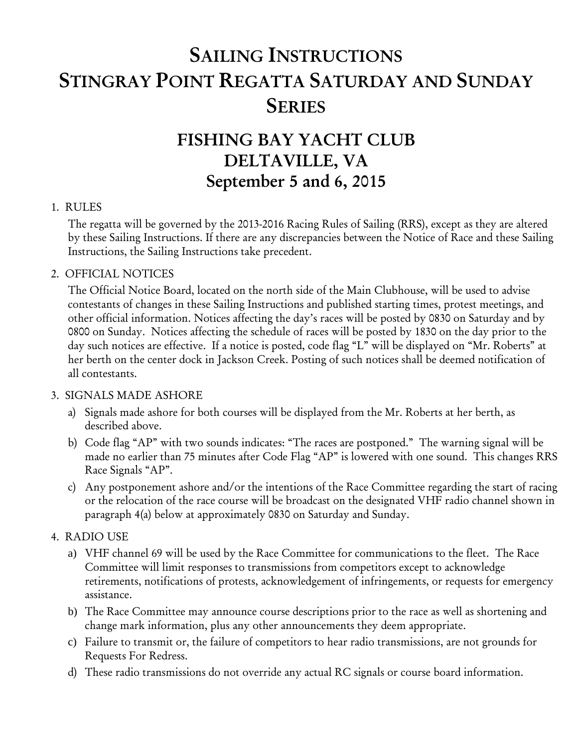# SAILING INSTRUCTIONS
# STINGRAY POINT REGATTA SATURDAY AND SUNDAY SERIES

## FISHING BAY YACHT CLUB
## DELTAVILLE, VA
## September 5 and 6, 2015

1. RULES

   The regatta will be governed by the 2013-2016 Racing Rules of Sailing (RRS), except as they are altered by these Sailing Instructions. If there are any discrepancies between the Notice of Race and these Sailing Instructions, the Sailing Instructions take precedent.

2. OFFICIAL NOTICES

   The Official Notice Board, located on the north side of the Main Clubhouse, will be used to advise contestants of changes in these Sailing Instructions and published starting times, protest meetings, and other official information. Notices affecting the day's races will be posted by 0830 on Saturday and by 0800 on Sunday. Notices affecting the schedule of races will be posted by 1830 on the day prior to the day such notices are effective. If a notice is posted, code flag "L" will be displayed on "Mr. Roberts" at her berth on the center dock in Jackson Creek. Posting of such notices shall be deemed notification of all contestants.

3. SIGNALS MADE ASHORE

   a) Signals made ashore for both courses will be displayed from the Mr. Roberts at her berth, as described above.
   b) Code flag "AP" with two sounds indicates: "The races are postponed." The warning signal will be made no earlier than 75 minutes after Code Flag "AP" is lowered with one sound. This changes RRS Race Signals "AP".
   c) Any postponement ashore and/or the intentions of the Race Committee regarding the start of racing or the relocation of the race course will be broadcast on the designated VHF radio channel shown in paragraph 4(a) below at approximately 0830 on Saturday and Sunday.

4. RADIO USE

   a) VHF channel 69 will be used by the Race Committee for communications to the fleet. The Race Committee will limit responses to transmissions from competitors except to acknowledge retirements, notifications of protests, acknowledgement of infringements, or requests for emergency assistance.
   b) The Race Committee may announce course descriptions prior to the race as well as shortening and change mark information, plus any other announcements they deem appropriate.
   c) Failure to transmit or, the failure of competitors to hear radio transmissions, are not grounds for Requests For Redress.
   d) These radio transmissions do not override any actual RC signals or course board information.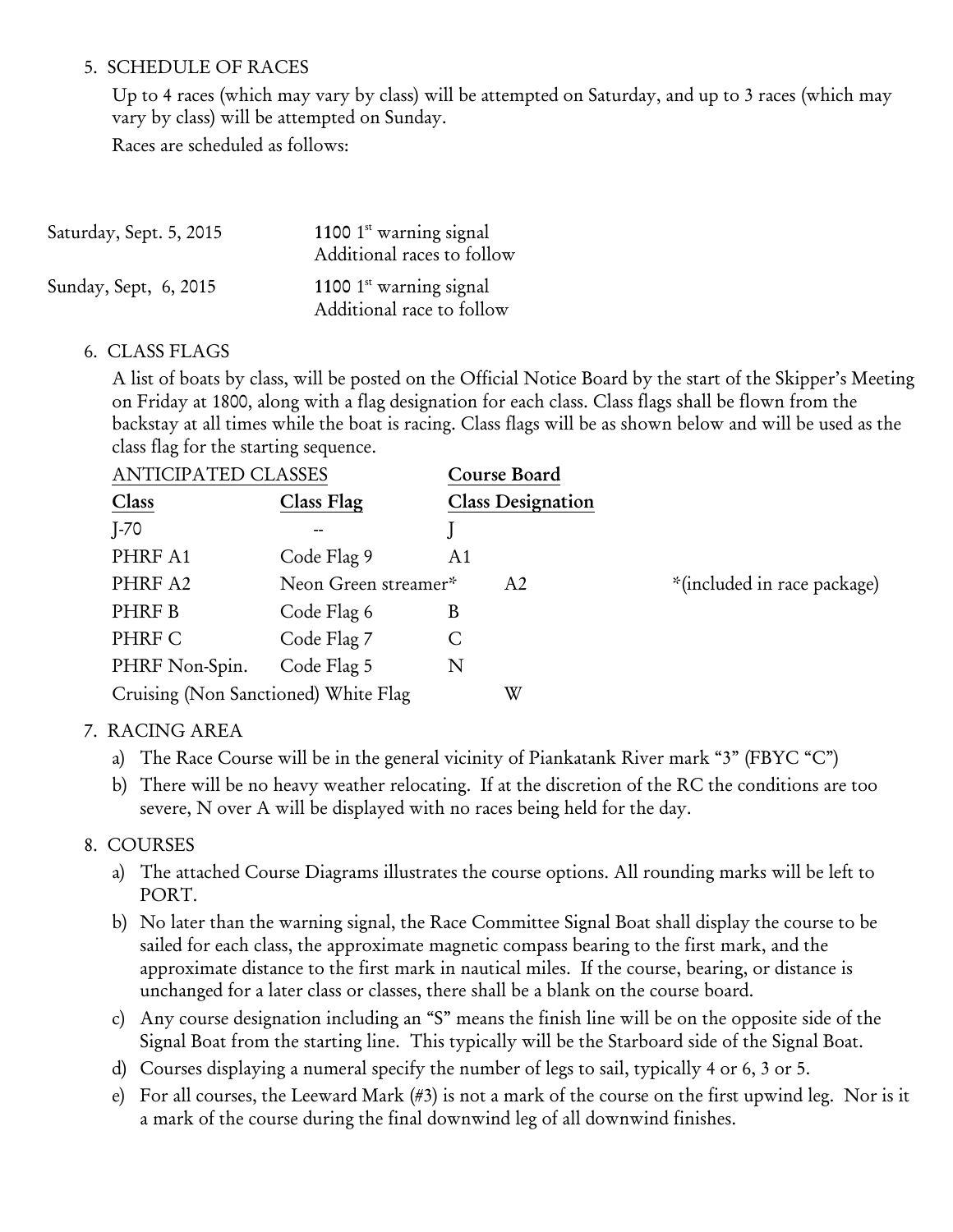5. SCHEDULE OF RACES

Up to 4 races (which may vary by class) will be attempted on Saturday, and up to 3 races (which may vary by class) will be attempted on Sunday.

Races are scheduled as follows:

| | |
|---|---|
| Saturday, Sept. 5, 2015 | 1100 1st warning signal<br>Additional races to follow |
| Sunday, Sept, 6, 2015 | 1100 1st warning signal<br>Additional race to follow |

6. CLASS FLAGS

A list of boats by class, will be posted on the Official Notice Board by the start of the Skipper's Meeting on Friday at 1800, along with a flag designation for each class. Class flags shall be flown from the backstay at all times while the boat is racing. Class flags will be as shown below and will be used as the class flag for the starting sequence.

| ANTICIPATED CLASSES | | Course Board |
|---|---|---|
| **Class** | **Class Flag** | **Class Designation** |
| J-70 | -- | J |
| PHRF A1 | Code Flag 9 | A1 |
| PHRF A2 | Neon Green streamer* | A2 |
| PHRF B | Code Flag 6 | B |
| PHRF C | Code Flag 7 | C |
| PHRF Non-Spin. | Code Flag 5 | N |
| Cruising (Non Sanctioned) | White Flag | W |

*(included in race package)

7. RACING AREA

a) The Race Course will be in the general vicinity of Piankatank River mark "3" (FBYC "C")

b) There will be no heavy weather relocating. If at the discretion of the RC the conditions are too severe, N over A will be displayed with no races being held for the day.

8. COURSES

a) The attached Course Diagrams illustrates the course options. All rounding marks will be left to PORT.

b) No later than the warning signal, the Race Committee Signal Boat shall display the course to be sailed for each class, the approximate magnetic compass bearing to the first mark, and the approximate distance to the first mark in nautical miles. If the course, bearing, or distance is unchanged for a later class or classes, there shall be a blank on the course board.

c) Any course designation including an "S" means the finish line will be on the opposite side of the Signal Boat from the starting line. This typically will be the Starboard side of the Signal Boat.

d) Courses displaying a numeral specify the number of legs to sail, typically 4 or 6, 3 or 5.

e) For all courses, the Leeward Mark (#3) is not a mark of the course on the first upwind leg. Nor is it a mark of the course during the final downwind leg of all downwind finishes.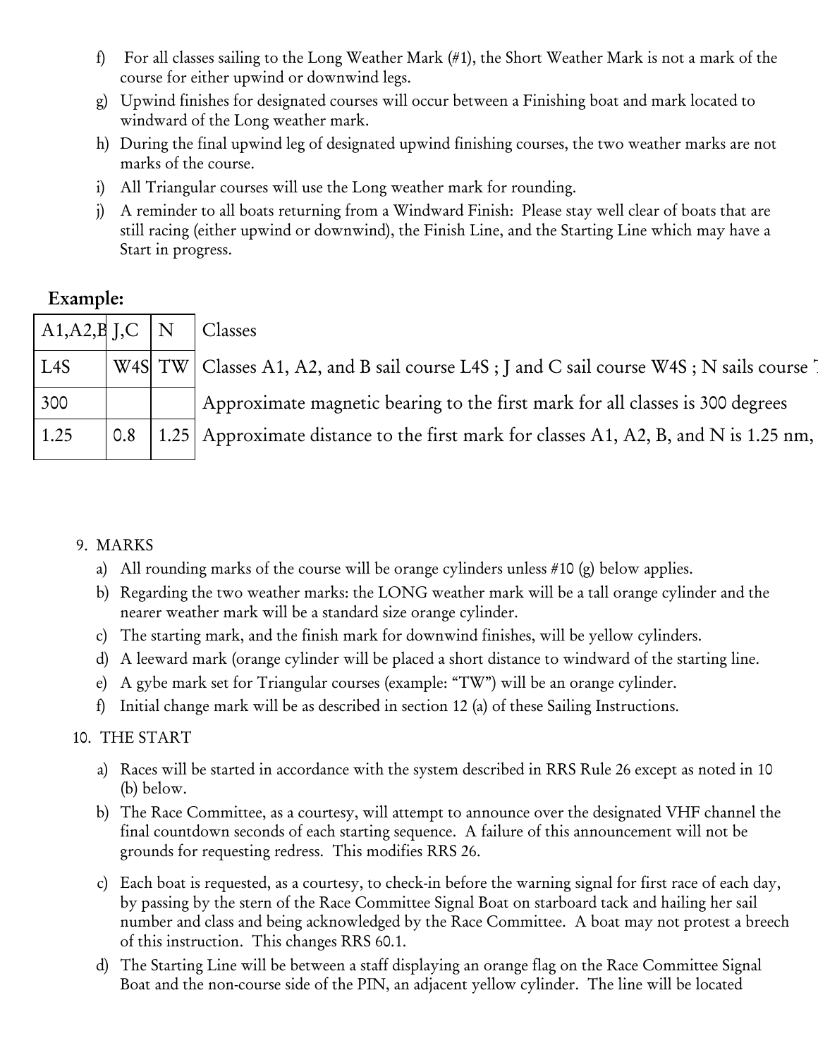f) For all classes sailing to the Long Weather Mark (#1), the Short Weather Mark is not a mark of the course for either upwind or downwind legs.
g) Upwind finishes for designated courses will occur between a Finishing boat and mark located to windward of the Long weather mark.
h) During the final upwind leg of designated upwind finishing courses, the two weather marks are not marks of the course.
i) All Triangular courses will use the Long weather mark for rounding.
j) A reminder to all boats returning from a Windward Finish: Please stay well clear of boats that are still racing (either upwind or downwind), the Finish Line, and the Starting Line which may have a Start in progress.

## Example:

| A1,A2,B | J,C | N | Classes |
|---|---|---|---|
| L4S | W4S | TW | Classes A1, A2, and B sail course L4S ; J and C sail course W4S ; N sails course T |
| 300 | | | Approximate magnetic bearing to the first mark for all classes is 300 degrees |
| 1.25 | 0.8 | 1.25 | Approximate distance to the first mark for classes A1, A2, B, and N is 1.25 nm, |

9. MARKS
   a) All rounding marks of the course will be orange cylinders unless #10 (g) below applies.
   b) Regarding the two weather marks: the LONG weather mark will be a tall orange cylinder and the nearer weather mark will be a standard size orange cylinder.
   c) The starting mark, and the finish mark for downwind finishes, will be yellow cylinders.
   d) A leeward mark (orange cylinder will be placed a short distance to windward of the starting line.
   e) A gybe mark set for Triangular courses (example: "TW") will be an orange cylinder.
   f) Initial change mark will be as described in section 12 (a) of these Sailing Instructions.

10. THE START
   a) Races will be started in accordance with the system described in RRS Rule 26 except as noted in 10 (b) below.
   b) The Race Committee, as a courtesy, will attempt to announce over the designated VHF channel the final countdown seconds of each starting sequence. A failure of this announcement will not be grounds for requesting redress. This modifies RRS 26.
   c) Each boat is requested, as a courtesy, to check-in before the warning signal for first race of each day, by passing by the stern of the Race Committee Signal Boat on starboard tack and hailing her sail number and class and being acknowledged by the Race Committee. A boat may not protest a breech of this instruction. This changes RRS 60.1.
   d) The Starting Line will be between a staff displaying an orange flag on the Race Committee Signal Boat and the non-course side of the PIN, an adjacent yellow cylinder. The line will be located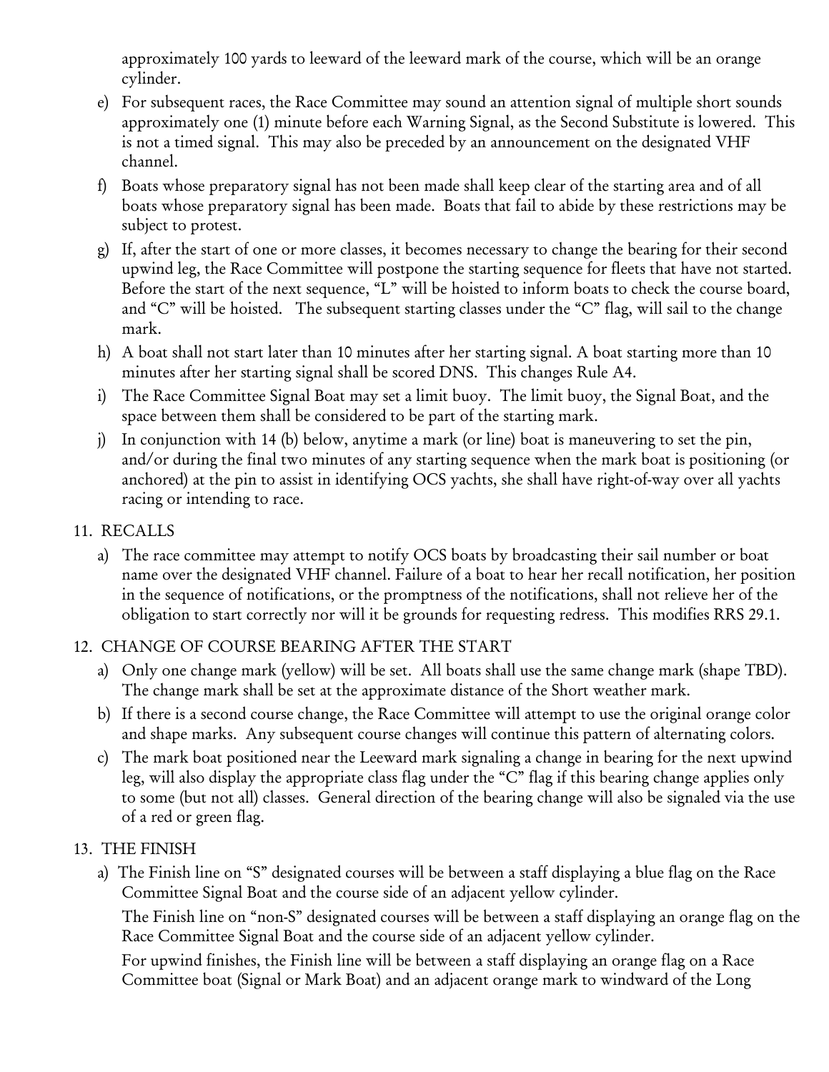approximately 100 yards to leeward of the leeward mark of the course, which will be an orange cylinder.

e) For subsequent races, the Race Committee may sound an attention signal of multiple short sounds approximately one (1) minute before each Warning Signal, as the Second Substitute is lowered. This is not a timed signal. This may also be preceded by an announcement on the designated VHF channel.

f) Boats whose preparatory signal has not been made shall keep clear of the starting area and of all boats whose preparatory signal has been made. Boats that fail to abide by these restrictions may be subject to protest.

g) If, after the start of one or more classes, it becomes necessary to change the bearing for their second upwind leg, the Race Committee will postpone the starting sequence for fleets that have not started. Before the start of the next sequence, "L" will be hoisted to inform boats to check the course board, and "C" will be hoisted. The subsequent starting classes under the "C" flag, will sail to the change mark.

h) A boat shall not start later than 10 minutes after her starting signal. A boat starting more than 10 minutes after her starting signal shall be scored DNS. This changes Rule A4.

i) The Race Committee Signal Boat may set a limit buoy. The limit buoy, the Signal Boat, and the space between them shall be considered to be part of the starting mark.

j) In conjunction with 14 (b) below, anytime a mark (or line) boat is maneuvering to set the pin, and/or during the final two minutes of any starting sequence when the mark boat is positioning (or anchored) at the pin to assist in identifying OCS yachts, she shall have right-of-way over all yachts racing or intending to race.

## 11. RECALLS

a) The race committee may attempt to notify OCS boats by broadcasting their sail number or boat name over the designated VHF channel. Failure of a boat to hear her recall notification, her position in the sequence of notifications, or the promptness of the notifications, shall not relieve her of the obligation to start correctly nor will it be grounds for requesting redress. This modifies RRS 29.1.

## 12. CHANGE OF COURSE BEARING AFTER THE START

a) Only one change mark (yellow) will be set. All boats shall use the same change mark (shape TBD). The change mark shall be set at the approximate distance of the Short weather mark.

b) If there is a second course change, the Race Committee will attempt to use the original orange color and shape marks. Any subsequent course changes will continue this pattern of alternating colors.

c) The mark boat positioned near the Leeward mark signaling a change in bearing for the next upwind leg, will also display the appropriate class flag under the "C" flag if this bearing change applies only to some (but not all) classes. General direction of the bearing change will also be signaled via the use of a red or green flag.

## 13. THE FINISH

a) The Finish line on "S" designated courses will be between a staff displaying a blue flag on the Race Committee Signal Boat and the course side of an adjacent yellow cylinder.

The Finish line on "non-S" designated courses will be between a staff displaying an orange flag on the Race Committee Signal Boat and the course side of an adjacent yellow cylinder.

For upwind finishes, the Finish line will be between a staff displaying an orange flag on a Race Committee boat (Signal or Mark Boat) and an adjacent orange mark to windward of the Long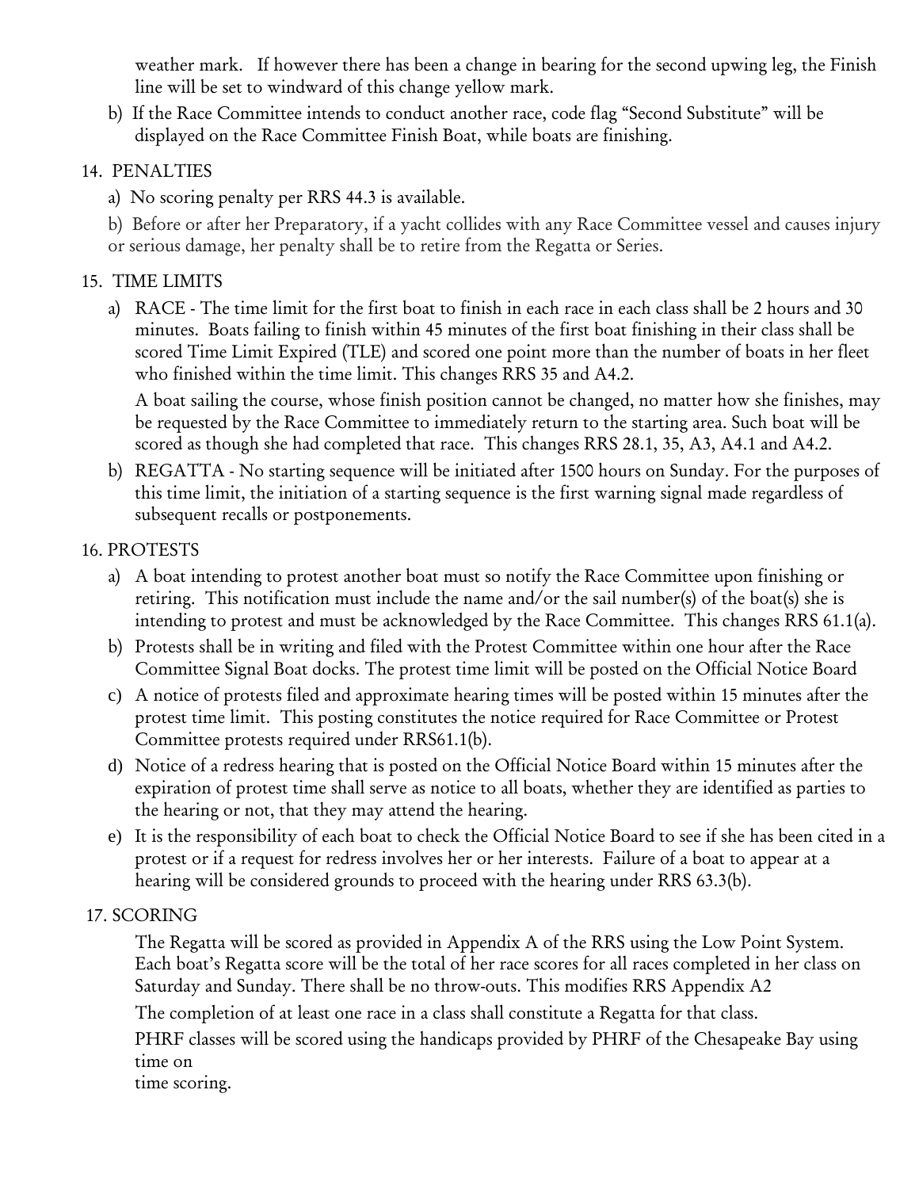weather mark. If however there has been a change in bearing for the second upwing leg, the Finish line will be set to windward of this change yellow mark.

b) If the Race Committee intends to conduct another race, code flag "Second Substitute" will be displayed on the Race Committee Finish Boat, while boats are finishing.

## 14. PENALTIES

a) No scoring penalty per RRS 44.3 is available.

b) Before or after her Preparatory, if a yacht collides with any Race Committee vessel and causes injury or serious damage, her penalty shall be to retire from the Regatta or Series.

## 15. TIME LIMITS

a) RACE - The time limit for the first boat to finish in each race in each class shall be 2 hours and 30 minutes. Boats failing to finish within 45 minutes of the first boat finishing in their class shall be scored Time Limit Expired (TLE) and scored one point more than the number of boats in her fleet who finished within the time limit. This changes RRS 35 and A4.2.

A boat sailing the course, whose finish position cannot be changed, no matter how she finishes, may be requested by the Race Committee to immediately return to the starting area. Such boat will be scored as though she had completed that race. This changes RRS 28.1, 35, A3, A4.1 and A4.2.

b) REGATTA - No starting sequence will be initiated after 1500 hours on Sunday. For the purposes of this time limit, the initiation of a starting sequence is the first warning signal made regardless of subsequent recalls or postponements.

## 16. PROTESTS

a) A boat intending to protest another boat must so notify the Race Committee upon finishing or retiring. This notification must include the name and/or the sail number(s) of the boat(s) she is intending to protest and must be acknowledged by the Race Committee. This changes RRS 61.1(a).

b) Protests shall be in writing and filed with the Protest Committee within one hour after the Race Committee Signal Boat docks. The protest time limit will be posted on the Official Notice Board

c) A notice of protests filed and approximate hearing times will be posted within 15 minutes after the protest time limit. This posting constitutes the notice required for Race Committee or Protest Committee protests required under RRS61.1(b).

d) Notice of a redress hearing that is posted on the Official Notice Board within 15 minutes after the expiration of protest time shall serve as notice to all boats, whether they are identified as parties to the hearing or not, that they may attend the hearing.

e) It is the responsibility of each boat to check the Official Notice Board to see if she has been cited in a protest or if a request for redress involves her or her interests. Failure of a boat to appear at a hearing will be considered grounds to proceed with the hearing under RRS 63.3(b).

## 17. SCORING

The Regatta will be scored as provided in Appendix A of the RRS using the Low Point System. Each boat's Regatta score will be the total of her race scores for all races completed in her class on Saturday and Sunday. There shall be no throw-outs. This modifies RRS Appendix A2

The completion of at least one race in a class shall constitute a Regatta for that class.

PHRF classes will be scored using the handicaps provided by PHRF of the Chesapeake Bay using time on time scoring.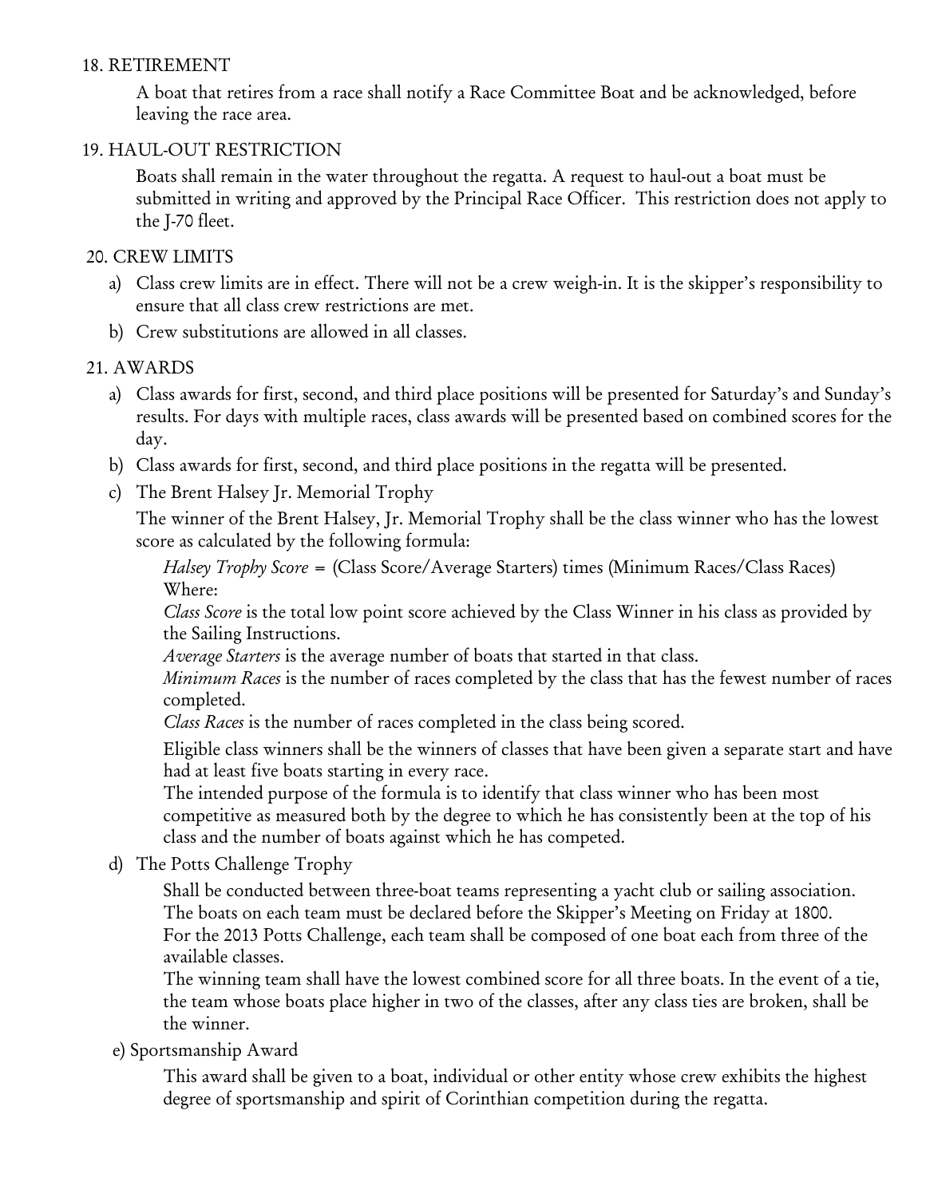## 18. RETIREMENT

A boat that retires from a race shall notify a Race Committee Boat and be acknowledged, before leaving the race area.

## 19. HAUL-OUT RESTRICTION

Boats shall remain in the water throughout the regatta. A request to haul-out a boat must be submitted in writing and approved by the Principal Race Officer. This restriction does not apply to the J-70 fleet.

## 20. CREW LIMITS

a) Class crew limits are in effect. There will not be a crew weigh-in. It is the skipper's responsibility to ensure that all class crew restrictions are met.

b) Crew substitutions are allowed in all classes.

## 21. AWARDS

a) Class awards for first, second, and third place positions will be presented for Saturday's and Sunday's results. For days with multiple races, class awards will be presented based on combined scores for the day.

b) Class awards for first, second, and third place positions in the regatta will be presented.

c) The Brent Halsey Jr. Memorial Trophy

The winner of the Brent Halsey, Jr. Memorial Trophy shall be the class winner who has the lowest score as calculated by the following formula:

*Halsey Trophy Score* = (Class Score/Average Starters) times (Minimum Races/Class Races)
Where:
*Class Score* is the total low point score achieved by the Class Winner in his class as provided by the Sailing Instructions.
*Average Starters* is the average number of boats that started in that class.
*Minimum Races* is the number of races completed by the class that has the fewest number of races completed.
*Class Races* is the number of races completed in the class being scored.

Eligible class winners shall be the winners of classes that have been given a separate start and have had at least five boats starting in every race.
The intended purpose of the formula is to identify that class winner who has been most competitive as measured both by the degree to which he has consistently been at the top of his class and the number of boats against which he has competed.

d) The Potts Challenge Trophy

Shall be conducted between three-boat teams representing a yacht club or sailing association. The boats on each team must be declared before the Skipper's Meeting on Friday at 1800.
For the 2013 Potts Challenge, each team shall be composed of one boat each from three of the available classes.
The winning team shall have the lowest combined score for all three boats. In the event of a tie, the team whose boats place higher in two of the classes, after any class ties are broken, shall be the winner.

e) Sportsmanship Award

This award shall be given to a boat, individual or other entity whose crew exhibits the highest degree of sportsmanship and spirit of Corinthian competition during the regatta.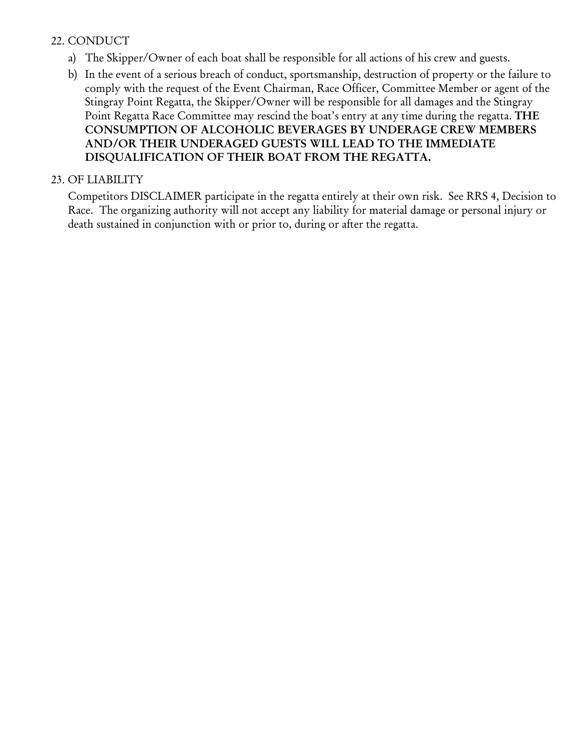## 22. CONDUCT

a) The Skipper/Owner of each boat shall be responsible for all actions of his crew and guests.

b) In the event of a serious breach of conduct, sportsmanship, destruction of property or the failure to comply with the request of the Event Chairman, Race Officer, Committee Member or agent of the Stingray Point Regatta, the Skipper/Owner will be responsible for all damages and the Stingray Point Regatta Race Committee may rescind the boat's entry at any time during the regatta. **THE CONSUMPTION OF ALCOHOLIC BEVERAGES BY UNDERAGE CREW MEMBERS AND/OR THEIR UNDERAGED GUESTS WILL LEAD TO THE IMMEDIATE DISQUALIFICATION OF THEIR BOAT FROM THE REGATTA.**

## 23. OF LIABILITY

Competitors DISCLAIMER participate in the regatta entirely at their own risk. See RRS 4, Decision to Race. The organizing authority will not accept any liability for material damage or personal injury or death sustained in conjunction with or prior to, during or after the regatta.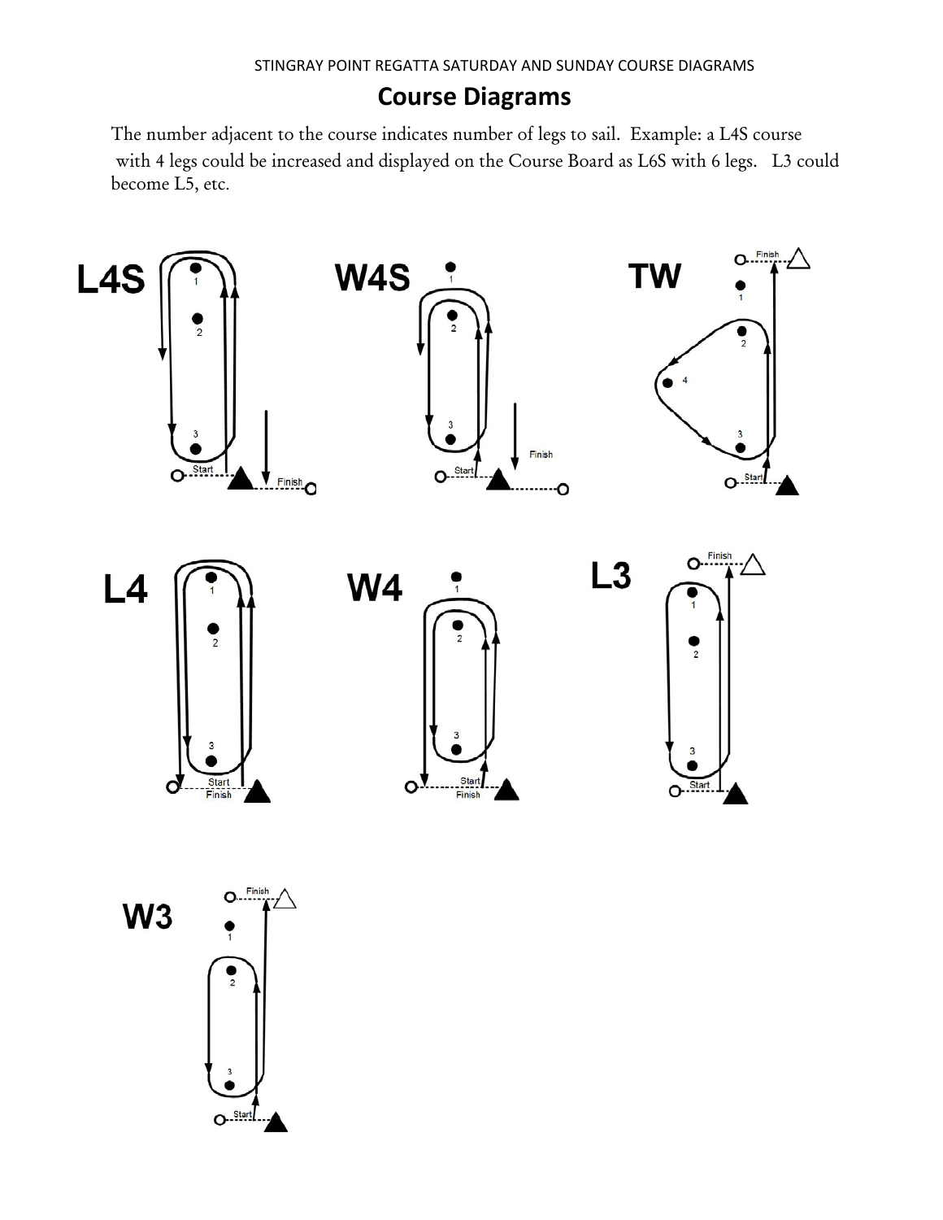STINGRAY POINT REGATTA SATURDAY AND SUNDAY COURSE DIAGRAMS

# Course Diagrams

The number adjacent to the course indicates number of legs to sail. Example: a L4S course with 4 legs could be increased and displayed on the Course Board as L6S with 6 legs. L3 could become L5, etc.

L4S

1
2
3
Start
Finish

W4S

1
2
3
Finish
Start

TW

Finish
1
2
4
3
Start

L4

1
2
3
Start
Finish

W4

1
2
3
Start
Finish

L3

Finish
1
2
3
Start

W3

Finish
1
2
3
Start